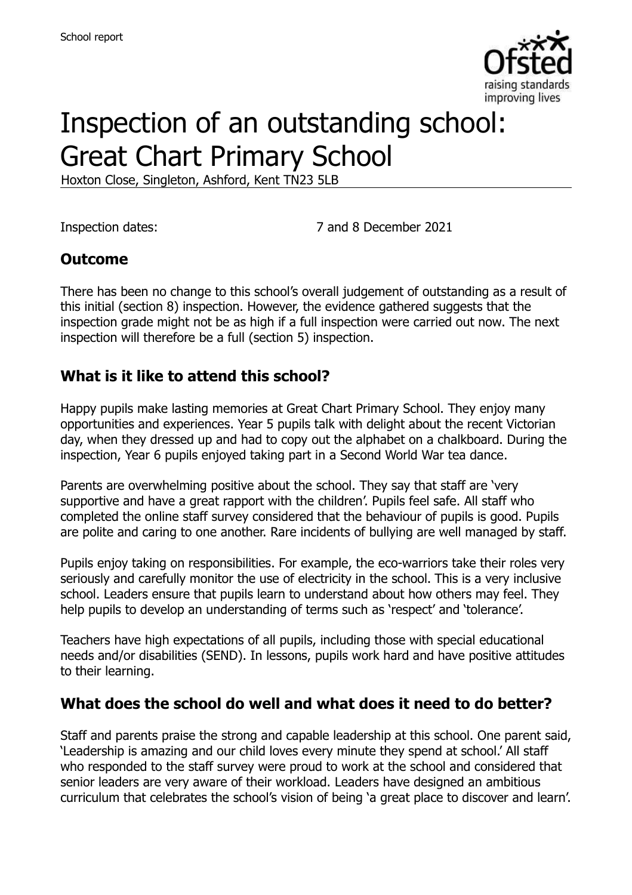School report

# Inspection of an outstanding school: Great Chart Primary School

Hoxton Close, Singleton, Ashford, Kent TN23 5LB

Inspection dates: 7 and 8 December 2021

## Outcome

There has been no change to this school's overall judgement of outstanding as a result of this initial (section 8) inspection. However, the evidence gathered suggests that the inspection grade might not be as high if a full inspection were carried out now. The next inspection will therefore be a full (section 5) inspection.

## What is it like to attend this school?

Happy pupils make lasting memories at Great Chart Primary School. They enjoy many opportunities and experiences. Year 5 pupils talk with delight about the recent Victorian day, when they dressed up and had to copy out the alphabet on a chalkboard. During the inspection, Year 6 pupils enjoyed taking part in a Second World War tea dance.

Parents are overwhelming positive about the school. They say that staff are 'very supportive and have a great rapport with the children'. Pupils feel safe. All staff who completed the online staff survey considered that the behaviour of pupils is good. Pupils are polite and caring to one another. Rare incidents of bullying are well managed by staff.

Pupils enjoy taking on responsibilities. For example, the eco-warriors take their roles very seriously and carefully monitor the use of electricity in the school. This is a very inclusive school. Leaders ensure that pupils learn to understand about how others may feel. They help pupils to develop an understanding of terms such as 'respect' and 'tolerance'.

Teachers have high expectations of all pupils, including those with special educational needs and/or disabilities (SEND). In lessons, pupils work hard and have positive attitudes to their learning.

## What does the school do well and what does it need to do better?

Staff and parents praise the strong and capable leadership at this school. One parent said, 'Leadership is amazing and our child loves every minute they spend at school.' All staff who responded to the staff survey were proud to work at the school and considered that senior leaders are very aware of their workload. Leaders have designed an ambitious curriculum that celebrates the school's vision of being 'a great place to discover and learn'.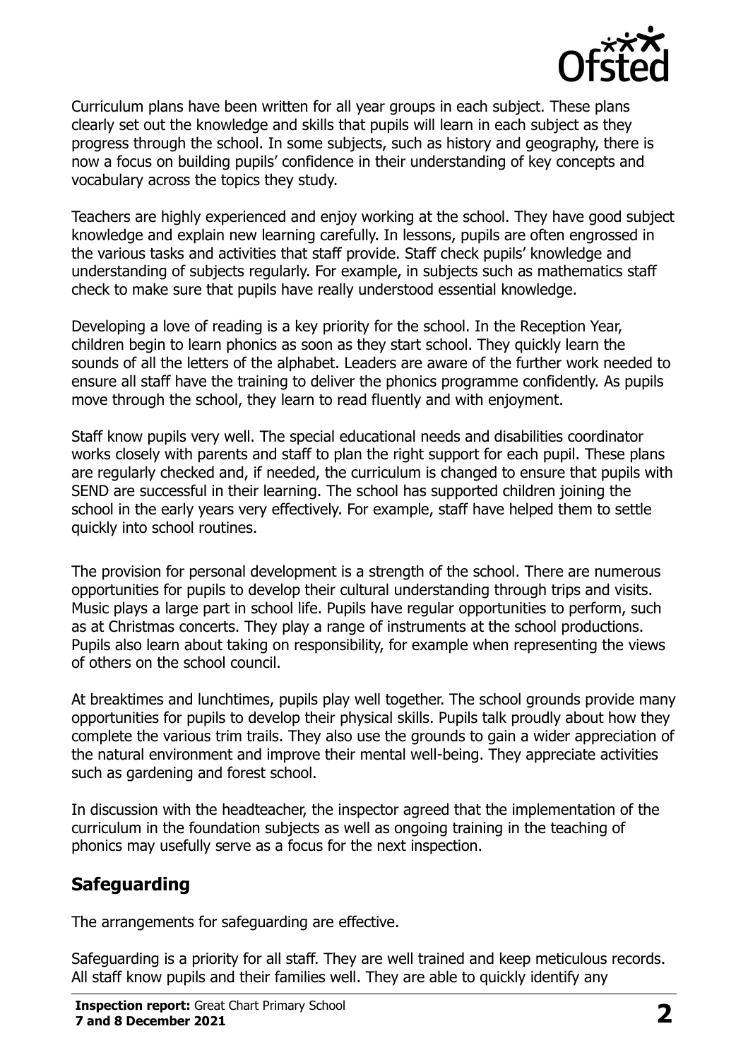Curriculum plans have been written for all year groups in each subject. These plans clearly set out the knowledge and skills that pupils will learn in each subject as they progress through the school. In some subjects, such as history and geography, there is now a focus on building pupils' confidence in their understanding of key concepts and vocabulary across the topics they study.

Teachers are highly experienced and enjoy working at the school. They have good subject knowledge and explain new learning carefully. In lessons, pupils are often engrossed in the various tasks and activities that staff provide. Staff check pupils' knowledge and understanding of subjects regularly. For example, in subjects such as mathematics staff check to make sure that pupils have really understood essential knowledge.

Developing a love of reading is a key priority for the school. In the Reception Year, children begin to learn phonics as soon as they start school. They quickly learn the sounds of all the letters of the alphabet. Leaders are aware of the further work needed to ensure all staff have the training to deliver the phonics programme confidently. As pupils move through the school, they learn to read fluently and with enjoyment.

Staff know pupils very well. The special educational needs and disabilities coordinator works closely with parents and staff to plan the right support for each pupil. These plans are regularly checked and, if needed, the curriculum is changed to ensure that pupils with SEND are successful in their learning. The school has supported children joining the school in the early years very effectively. For example, staff have helped them to settle quickly into school routines.

The provision for personal development is a strength of the school. There are numerous opportunities for pupils to develop their cultural understanding through trips and visits. Music plays a large part in school life. Pupils have regular opportunities to perform, such as at Christmas concerts. They play a range of instruments at the school productions. Pupils also learn about taking on responsibility, for example when representing the views of others on the school council.

At breaktimes and lunchtimes, pupils play well together. The school grounds provide many opportunities for pupils to develop their physical skills. Pupils talk proudly about how they complete the various trim trails. They also use the grounds to gain a wider appreciation of the natural environment and improve their mental well-being. They appreciate activities such as gardening and forest school.

In discussion with the headteacher, the inspector agreed that the implementation of the curriculum in the foundation subjects as well as ongoing training in the teaching of phonics may usefully serve as a focus for the next inspection.

## Safeguarding

The arrangements for safeguarding are effective.

Safeguarding is a priority for all staff. They are well trained and keep meticulous records. All staff know pupils and their families well. They are able to quickly identify any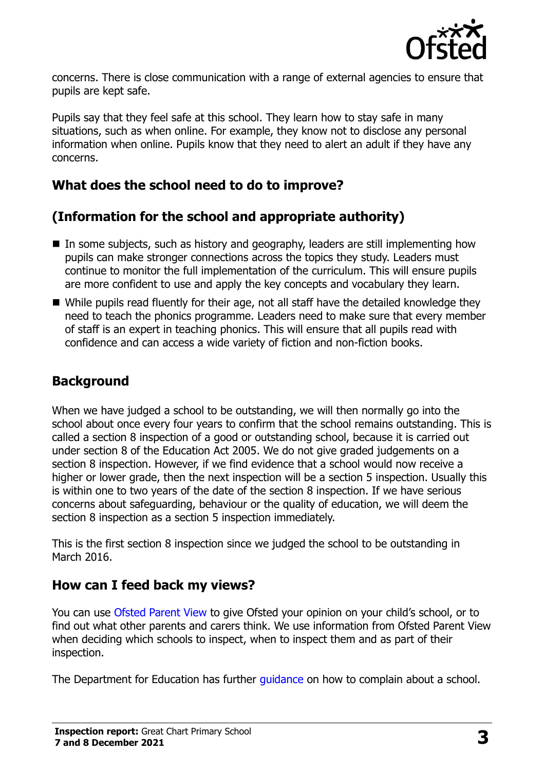concerns. There is close communication with a range of external agencies to ensure that pupils are kept safe.

Pupils say that they feel safe at this school. They learn how to stay safe in many situations, such as when online. For example, they know not to disclose any personal information when online. Pupils know that they need to alert an adult if they have any concerns.

## What does the school need to do to improve?

## (Information for the school and appropriate authority)

- In some subjects, such as history and geography, leaders are still implementing how pupils can make stronger connections across the topics they study. Leaders must continue to monitor the full implementation of the curriculum. This will ensure pupils are more confident to use and apply the key concepts and vocabulary they learn.
- While pupils read fluently for their age, not all staff have the detailed knowledge they need to teach the phonics programme. Leaders need to make sure that every member of staff is an expert in teaching phonics. This will ensure that all pupils read with confidence and can access a wide variety of fiction and non-fiction books.

## Background

When we have judged a school to be outstanding, we will then normally go into the school about once every four years to confirm that the school remains outstanding. This is called a section 8 inspection of a good or outstanding school, because it is carried out under section 8 of the Education Act 2005. We do not give graded judgements on a section 8 inspection. However, if we find evidence that a school would now receive a higher or lower grade, then the next inspection will be a section 5 inspection. Usually this is within one to two years of the date of the section 8 inspection. If we have serious concerns about safeguarding, behaviour or the quality of education, we will deem the section 8 inspection as a section 5 inspection immediately.

This is the first section 8 inspection since we judged the school to be outstanding in March 2016.

## How can I feed back my views?

You can use Ofsted Parent View to give Ofsted your opinion on your child's school, or to find out what other parents and carers think. We use information from Ofsted Parent View when deciding which schools to inspect, when to inspect them and as part of their inspection.

The Department for Education has further guidance on how to complain about a school.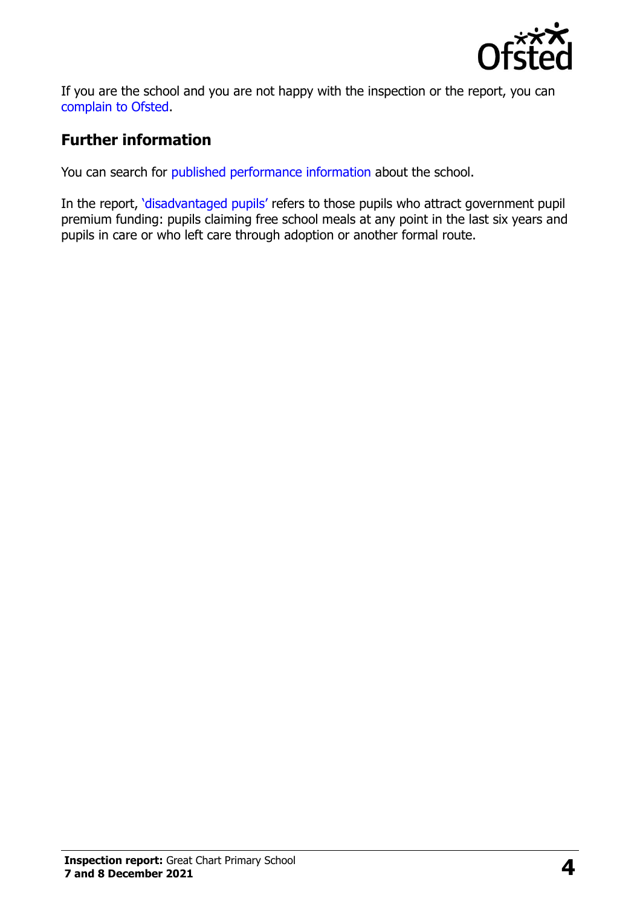If you are the school and you are not happy with the inspection or the report, you can complain to Ofsted.

## Further information

You can search for published performance information about the school.

In the report, 'disadvantaged pupils' refers to those pupils who attract government pupil premium funding: pupils claiming free school meals at any point in the last six years and pupils in care or who left care through adoption or another formal route.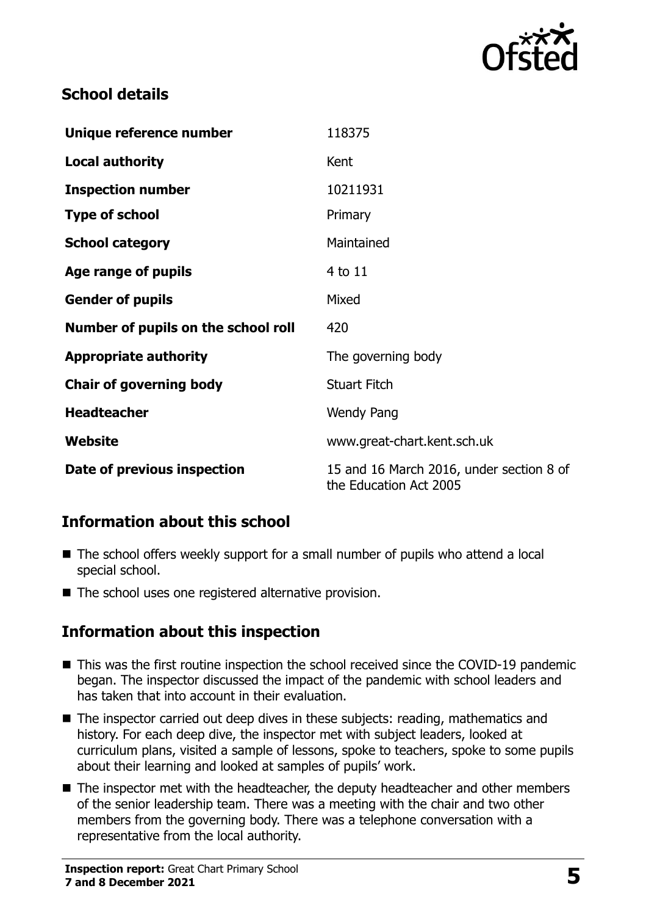## School details

| | |
|---|---|
| **Unique reference number** | 118375 |
| **Local authority** | Kent |
| **Inspection number** | 10211931 |
| **Type of school** | Primary |
| **School category** | Maintained |
| **Age range of pupils** | 4 to 11 |
| **Gender of pupils** | Mixed |
| **Number of pupils on the school roll** | 420 |
| **Appropriate authority** | The governing body |
| **Chair of governing body** | Stuart Fitch |
| **Headteacher** | Wendy Pang |
| **Website** | www.great-chart.kent.sch.uk |
| **Date of previous inspection** | 15 and 16 March 2016, under section 8 of the Education Act 2005 |

## Information about this school

- The school offers weekly support for a small number of pupils who attend a local special school.
- The school uses one registered alternative provision.

## Information about this inspection

- This was the first routine inspection the school received since the COVID-19 pandemic began. The inspector discussed the impact of the pandemic with school leaders and has taken that into account in their evaluation.
- The inspector carried out deep dives in these subjects: reading, mathematics and history. For each deep dive, the inspector met with subject leaders, looked at curriculum plans, visited a sample of lessons, spoke to teachers, spoke to some pupils about their learning and looked at samples of pupils' work.
- The inspector met with the headteacher, the deputy headteacher and other members of the senior leadership team. There was a meeting with the chair and two other members from the governing body. There was a telephone conversation with a representative from the local authority.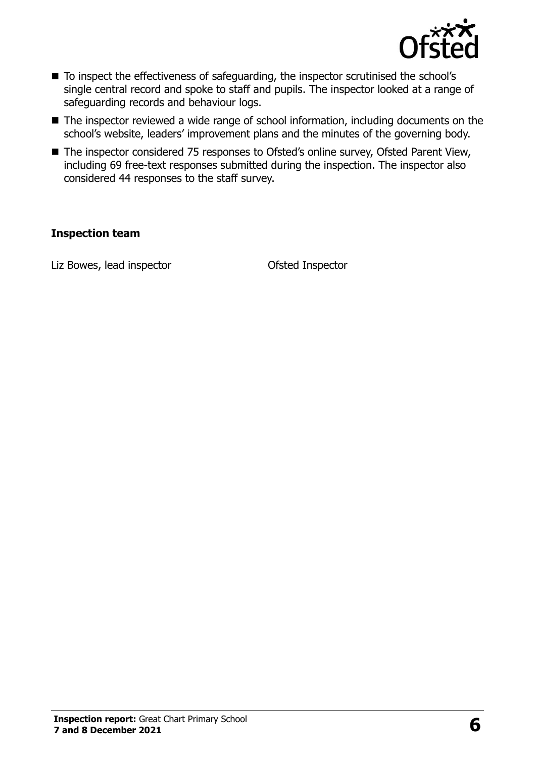- To inspect the effectiveness of safeguarding, the inspector scrutinised the school's single central record and spoke to staff and pupils. The inspector looked at a range of safeguarding records and behaviour logs.
- The inspector reviewed a wide range of school information, including documents on the school's website, leaders' improvement plans and the minutes of the governing body.
- The inspector considered 75 responses to Ofsted's online survey, Ofsted Parent View, including 69 free-text responses submitted during the inspection. The inspector also considered 44 responses to the staff survey.

### Inspection team

| | |
|---|---|
| Liz Bowes, lead inspector | Ofsted Inspector |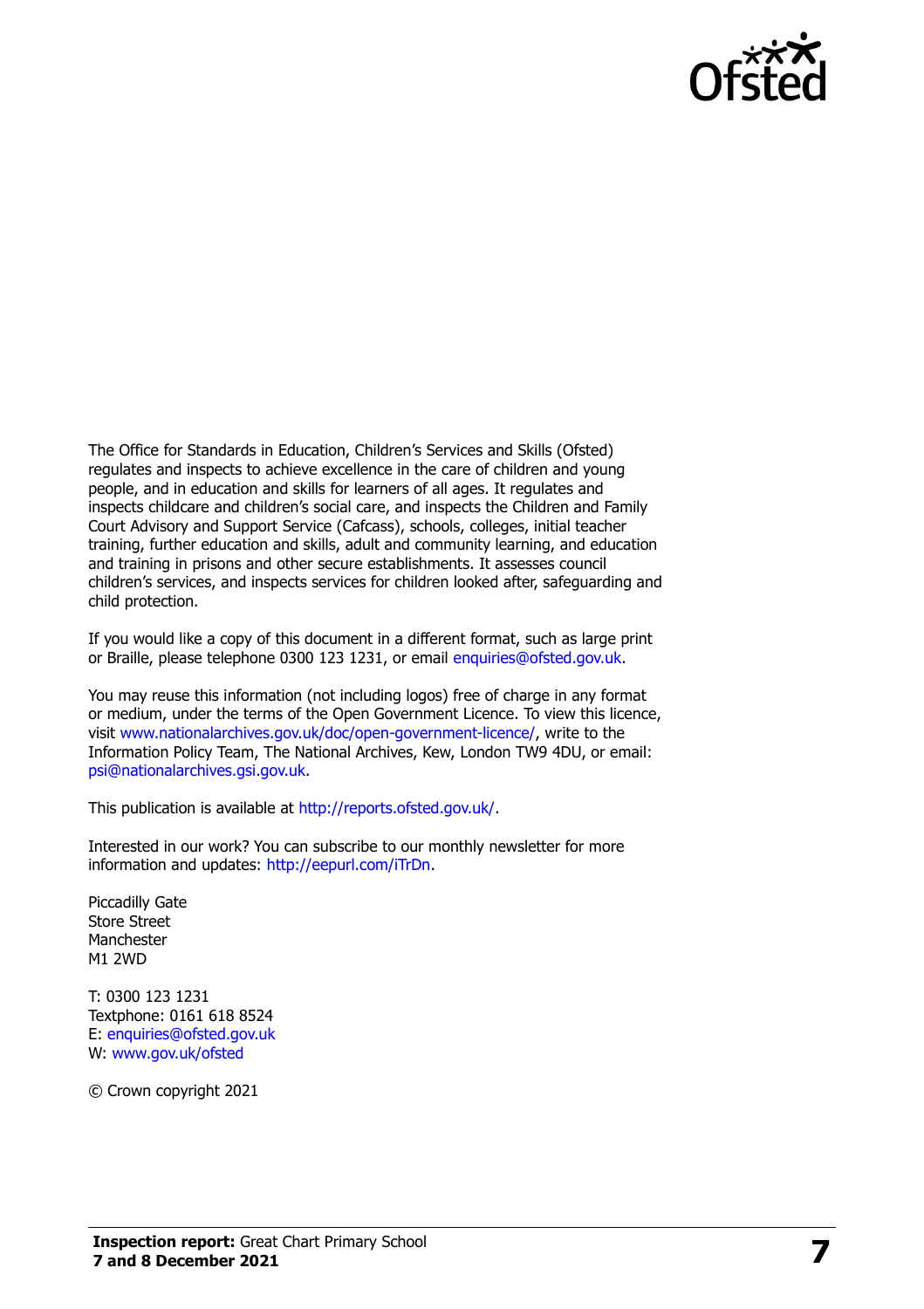The Office for Standards in Education, Children's Services and Skills (Ofsted) regulates and inspects to achieve excellence in the care of children and young people, and in education and skills for learners of all ages. It regulates and inspects childcare and children's social care, and inspects the Children and Family Court Advisory and Support Service (Cafcass), schools, colleges, initial teacher training, further education and skills, adult and community learning, and education and training in prisons and other secure establishments. It assesses council children's services, and inspects services for children looked after, safeguarding and child protection.

If you would like a copy of this document in a different format, such as large print or Braille, please telephone 0300 123 1231, or email enquiries@ofsted.gov.uk.

You may reuse this information (not including logos) free of charge in any format or medium, under the terms of the Open Government Licence. To view this licence, visit www.nationalarchives.gov.uk/doc/open-government-licence/, write to the Information Policy Team, The National Archives, Kew, London TW9 4DU, or email: psi@nationalarchives.gsi.gov.uk.

This publication is available at http://reports.ofsted.gov.uk/.

Interested in our work? You can subscribe to our monthly newsletter for more information and updates: http://eepurl.com/iTrDn.

Piccadilly Gate
Store Street
Manchester
M1 2WD

T: 0300 123 1231
Textphone: 0161 618 8524
E: enquiries@ofsted.gov.uk
W: www.gov.uk/ofsted

© Crown copyright 2021